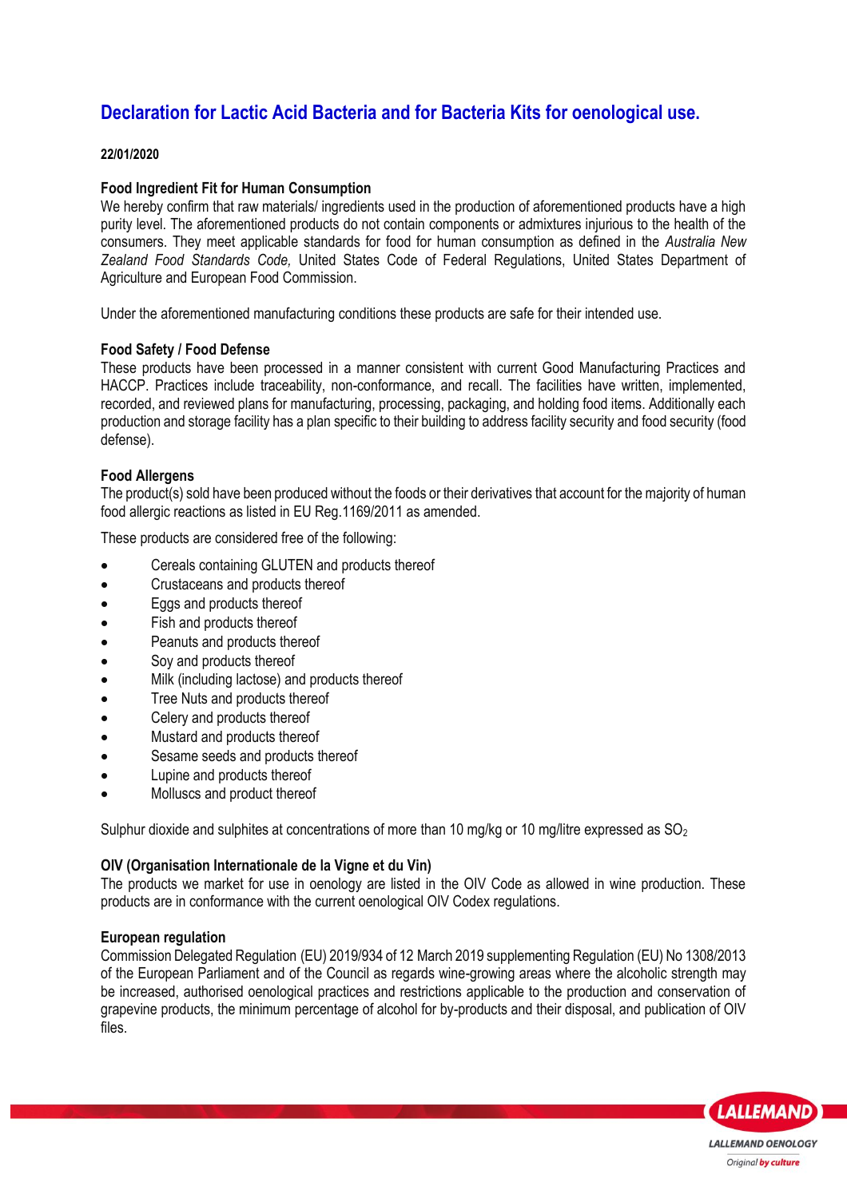# Declaration for Lactic Acid Bacteria and for Bacteria Kits for oenological use.

**22/01/2020**

**Food Ingredient Fit for Human Consumption**

We hereby confirm that raw materials/ ingredients used in the production of aforementioned products have a high purity level. The aforementioned products do not contain components or admixtures injurious to the health of the consumers. They meet applicable standards for food for human consumption as defined in the *Australia New Zealand Food Standards Code,* United States Code of Federal Regulations, United States Department of Agriculture and European Food Commission.

Under the aforementioned manufacturing conditions these products are safe for their intended use.

**Food Safety / Food Defense**

These products have been processed in a manner consistent with current Good Manufacturing Practices and HACCP. Practices include traceability, non-conformance, and recall. The facilities have written, implemented, recorded, and reviewed plans for manufacturing, processing, packaging, and holding food items. Additionally each production and storage facility has a plan specific to their building to address facility security and food security (food defense).

**Food Allergens**

The product(s) sold have been produced without the foods or their derivatives that account for the majority of human food allergic reactions as listed in EU Reg.1169/2011 as amended.

These products are considered free of the following:

- Cereals containing GLUTEN and products thereof
- Crustaceans and products thereof
- Eggs and products thereof
- Fish and products thereof
- Peanuts and products thereof
- Soy and products thereof
- Milk (including lactose) and products thereof
- Tree Nuts and products thereof
- Celery and products thereof
- Mustard and products thereof
- Sesame seeds and products thereof
- Lupine and products thereof
- Molluscs and product thereof

Sulphur dioxide and sulphites at concentrations of more than 10 mg/kg or 10 mg/litre expressed as $SO_2$

**OIV (Organisation Internationale de la Vigne et du Vin)**

The products we market for use in oenology are listed in the OIV Code as allowed in wine production. These products are in conformance with the current oenological OIV Codex regulations.

**European regulation**

Commission Delegated Regulation (EU) 2019/934 of 12 March 2019 supplementing Regulation (EU) No 1308/2013 of the European Parliament and of the Council as regards wine-growing areas where the alcoholic strength may be increased, authorised oenological practices and restrictions applicable to the production and conservation of grapevine products, the minimum percentage of alcohol for by-products and their disposal, and publication of OIV files.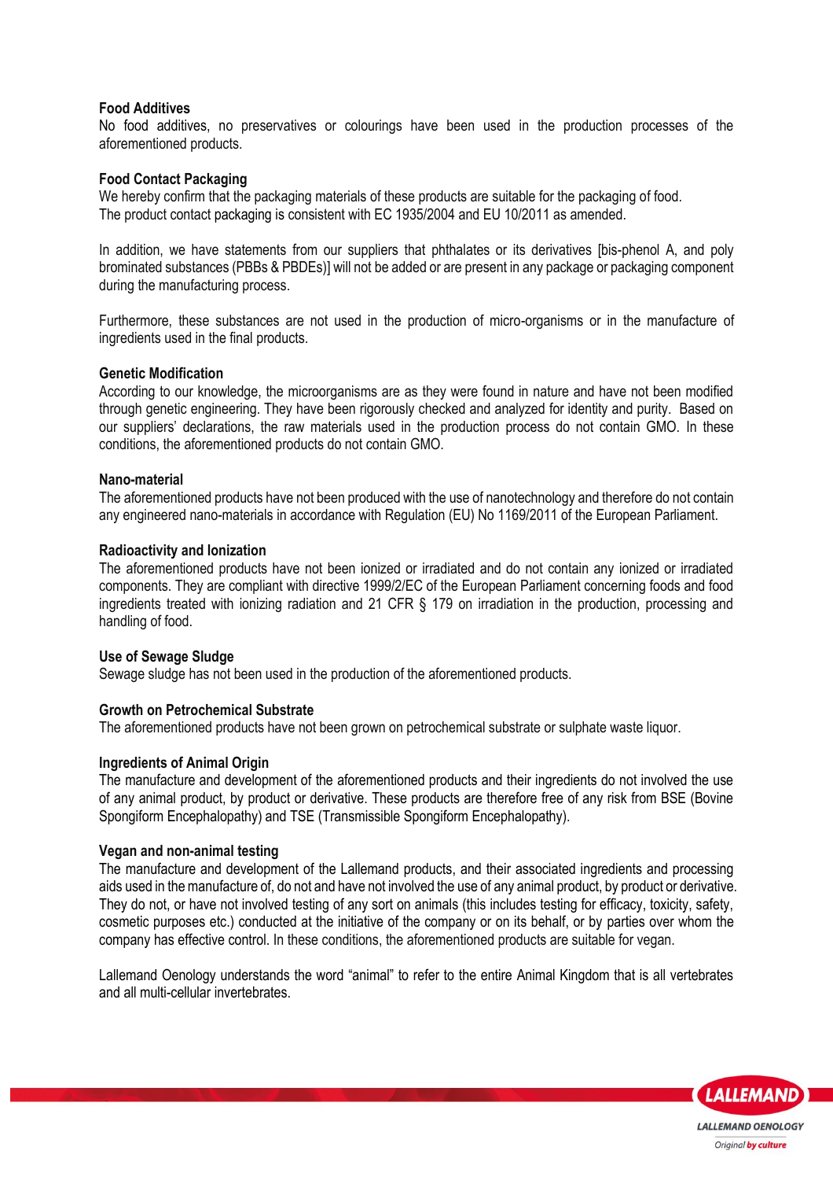**Food Additives**
No food additives, no preservatives or colourings have been used in the production processes of the aforementioned products.

**Food Contact Packaging**
We hereby confirm that the packaging materials of these products are suitable for the packaging of food.
The product contact packaging is consistent with EC 1935/2004 and EU 10/2011 as amended.

In addition, we have statements from our suppliers that phthalates or its derivatives [bis-phenol A, and poly brominated substances (PBBs & PBDEs)] will not be added or are present in any package or packaging component during the manufacturing process.

Furthermore, these substances are not used in the production of micro-organisms or in the manufacture of ingredients used in the final products.

**Genetic Modification**
According to our knowledge, the microorganisms are as they were found in nature and have not been modified through genetic engineering. They have been rigorously checked and analyzed for identity and purity. Based on our suppliers' declarations, the raw materials used in the production process do not contain GMO. In these conditions, the aforementioned products do not contain GMO.

**Nano-material**
The aforementioned products have not been produced with the use of nanotechnology and therefore do not contain any engineered nano-materials in accordance with Regulation (EU) No 1169/2011 of the European Parliament.

**Radioactivity and Ionization**
The aforementioned products have not been ionized or irradiated and do not contain any ionized or irradiated components. They are compliant with directive 1999/2/EC of the European Parliament concerning foods and food ingredients treated with ionizing radiation and 21 CFR § 179 on irradiation in the production, processing and handling of food.

**Use of Sewage Sludge**
Sewage sludge has not been used in the production of the aforementioned products.

**Growth on Petrochemical Substrate**
The aforementioned products have not been grown on petrochemical substrate or sulphate waste liquor.

**Ingredients of Animal Origin**
The manufacture and development of the aforementioned products and their ingredients do not involved the use of any animal product, by product or derivative. These products are therefore free of any risk from BSE (Bovine Spongiform Encephalopathy) and TSE (Transmissible Spongiform Encephalopathy).

**Vegan and non-animal testing**
The manufacture and development of the Lallemand products, and their associated ingredients and processing aids used in the manufacture of, do not and have not involved the use of any animal product, by product or derivative. They do not, or have not involved testing of any sort on animals (this includes testing for efficacy, toxicity, safety, cosmetic purposes etc.) conducted at the initiative of the company or on its behalf, or by parties over whom the company has effective control. In these conditions, the aforementioned products are suitable for vegan.

Lallemand Oenology understands the word "animal" to refer to the entire Animal Kingdom that is all vertebrates and all multi-cellular invertebrates.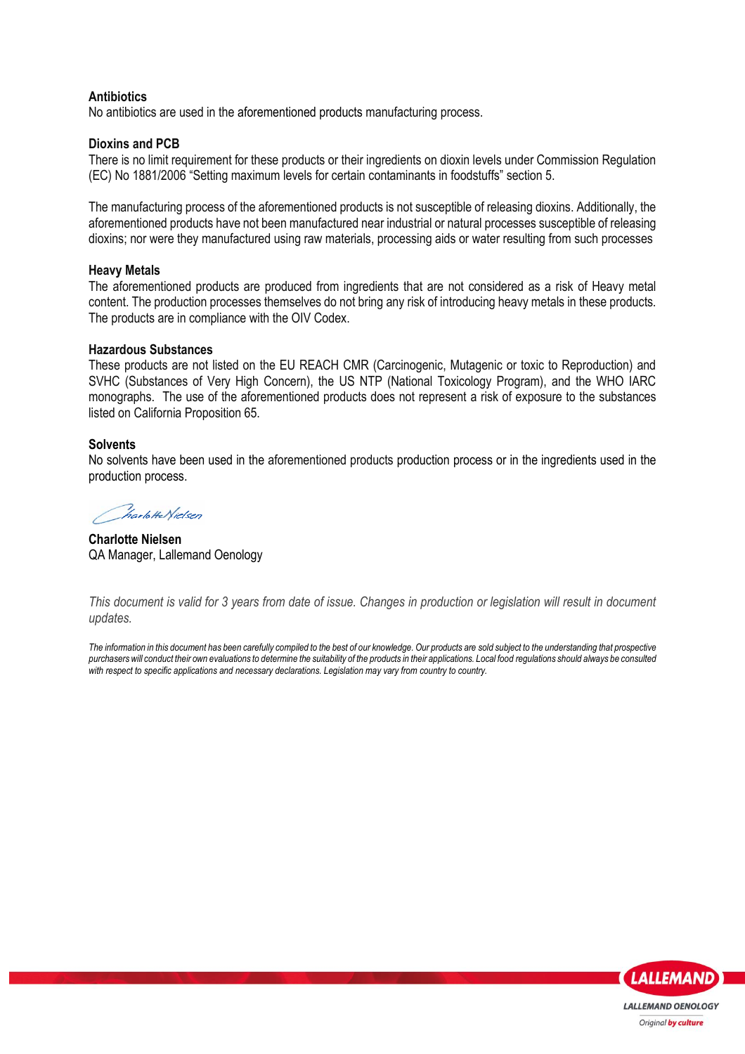**Antibiotics**

No antibiotics are used in the aforementioned products manufacturing process.

**Dioxins and PCB**

There is no limit requirement for these products or their ingredients on dioxin levels under Commission Regulation (EC) No 1881/2006 “Setting maximum levels for certain contaminants in foodstuffs” section 5.

The manufacturing process of the aforementioned products is not susceptible of releasing dioxins. Additionally, the aforementioned products have not been manufactured near industrial or natural processes susceptible of releasing dioxins; nor were they manufactured using raw materials, processing aids or water resulting from such processes

**Heavy Metals**

The aforementioned products are produced from ingredients that are not considered as a risk of Heavy metal content. The production processes themselves do not bring any risk of introducing heavy metals in these products. The products are in compliance with the OIV Codex.

**Hazardous Substances**

These products are not listed on the EU REACH CMR (Carcinogenic, Mutagenic or toxic to Reproduction) and SVHC (Substances of Very High Concern), the US NTP (National Toxicology Program), and the WHO IARC monographs. The use of the aforementioned products does not represent a risk of exposure to the substances listed on California Proposition 65.

**Solvents**

No solvents have been used in the aforementioned products production process or in the ingredients used in the production process.

Charlotte Nielsen

**Charlotte Nielsen**
QA Manager, Lallemand Oenology

*This document is valid for 3 years from date of issue. Changes in production or legislation will result in document updates.*

*The information in this document has been carefully compiled to the best of our knowledge. Our products are sold subject to the understanding that prospective purchasers will conduct their own evaluations to determine the suitability of the products in their applications. Local food regulations should always be consulted with respect to specific applications and necessary declarations. Legislation may vary from country to country.*

LALLEMAND
LALLEMAND OENOLOGY
Original by culture